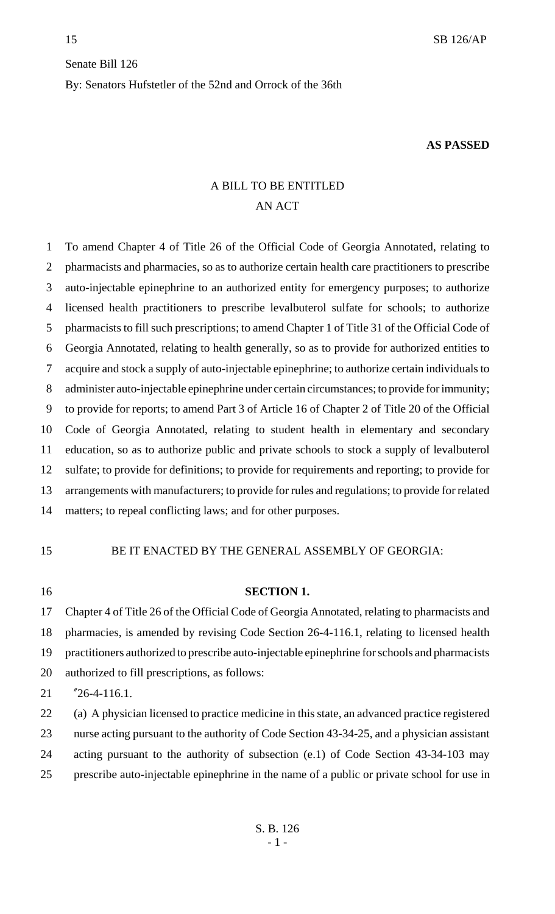Senate Bill 126

By: Senators Hufstetler of the 52nd and Orrock of the 36th

**AS PASSED**

A BILL TO BE ENTITLED
AN ACT

To amend Chapter 4 of Title 26 of the Official Code of Georgia Annotated, relating to pharmacists and pharmacies, so as to authorize certain health care practitioners to prescribe auto-injectable epinephrine to an authorized entity for emergency purposes; to authorize licensed health practitioners to prescribe levalbuterol sulfate for schools; to authorize pharmacists to fill such prescriptions; to amend Chapter 1 of Title 31 of the Official Code of Georgia Annotated, relating to health generally, so as to provide for authorized entities to acquire and stock a supply of auto-injectable epinephrine; to authorize certain individuals to administer auto-injectable epinephrine under certain circumstances; to provide for immunity; to provide for reports; to amend Part 3 of Article 16 of Chapter 2 of Title 20 of the Official Code of Georgia Annotated, relating to student health in elementary and secondary education, so as to authorize public and private schools to stock a supply of levalbuterol sulfate; to provide for definitions; to provide for requirements and reporting; to provide for arrangements with manufacturers; to provide for rules and regulations; to provide for related matters; to repeal conflicting laws; and for other purposes.

BE IT ENACTED BY THE GENERAL ASSEMBLY OF GEORGIA:

**SECTION 1.**

Chapter 4 of Title 26 of the Official Code of Georgia Annotated, relating to pharmacists and pharmacies, is amended by revising Code Section 26-4-116.1, relating to licensed health practitioners authorized to prescribe auto-injectable epinephrine for schools and pharmacists authorized to fill prescriptions, as follows:

"26-4-116.1.

(a) A physician licensed to practice medicine in this state, an advanced practice registered nurse acting pursuant to the authority of Code Section 43-34-25, and a physician assistant acting pursuant to the authority of subsection (e.1) of Code Section 43-34-103 may prescribe auto-injectable epinephrine in the name of a public or private school for use in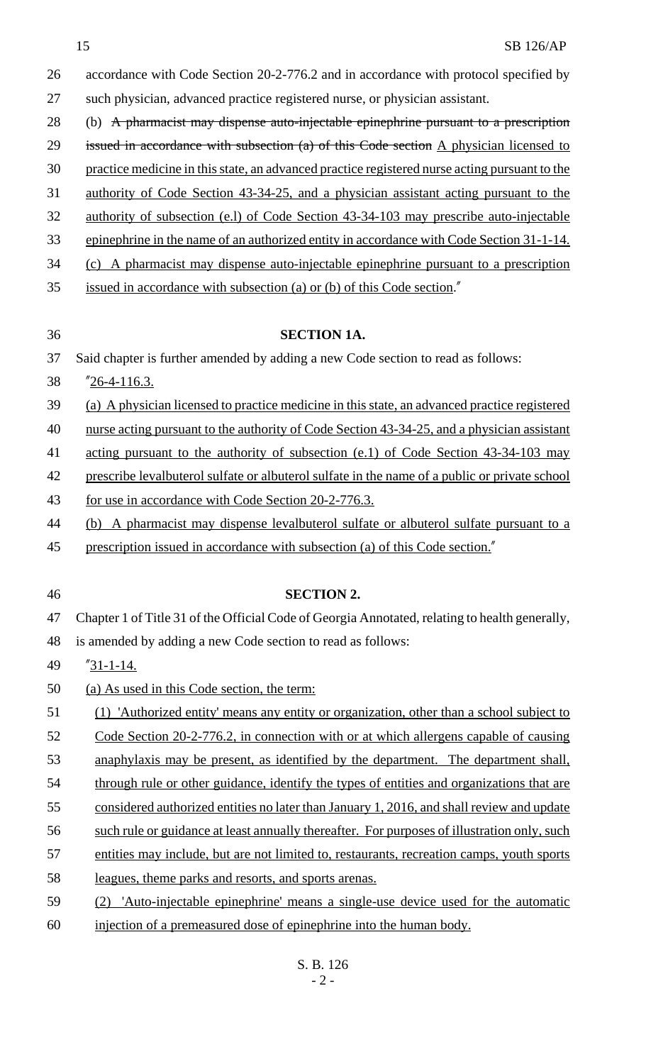accordance with Code Section 20-2-776.2 and in accordance with protocol specified by such physician, advanced practice registered nurse, or physician assistant.

(b) ~~A pharmacist may dispense auto-injectable epinephrine pursuant to a prescription issued in accordance with subsection (a) of this Code section~~ A physician licensed to practice medicine in this state, an advanced practice registered nurse acting pursuant to the authority of Code Section 43-34-25, and a physician assistant acting pursuant to the authority of subsection (e.l) of Code Section 43-34-103 may prescribe auto-injectable epinephrine in the name of an authorized entity in accordance with Code Section 31-1-14.

(c) A pharmacist may dispense auto-injectable epinephrine pursuant to a prescription issued in accordance with subsection (a) or (b) of this Code section."

**SECTION 1A.**

Said chapter is further amended by adding a new Code section to read as follows:

"26-4-116.3.

(a) A physician licensed to practice medicine in this state, an advanced practice registered nurse acting pursuant to the authority of Code Section 43-34-25, and a physician assistant acting pursuant to the authority of subsection (e.1) of Code Section 43-34-103 may prescribe levalbuterol sulfate or albuterol sulfate in the name of a public or private school for use in accordance with Code Section 20-2-776.3.

(b) A pharmacist may dispense levalbuterol sulfate or albuterol sulfate pursuant to a prescription issued in accordance with subsection (a) of this Code section."

**SECTION 2.**

Chapter 1 of Title 31 of the Official Code of Georgia Annotated, relating to health generally, is amended by adding a new Code section to read as follows:

"31-1-14.

(a) As used in this Code section, the term:

(1) 'Authorized entity' means any entity or organization, other than a school subject to Code Section 20-2-776.2, in connection with or at which allergens capable of causing anaphylaxis may be present, as identified by the department. The department shall, through rule or other guidance, identify the types of entities and organizations that are considered authorized entities no later than January 1, 2016, and shall review and update such rule or guidance at least annually thereafter. For purposes of illustration only, such entities may include, but are not limited to, restaurants, recreation camps, youth sports leagues, theme parks and resorts, and sports arenas.

(2) 'Auto-injectable epinephrine' means a single-use device used for the automatic injection of a premeasured dose of epinephrine into the human body.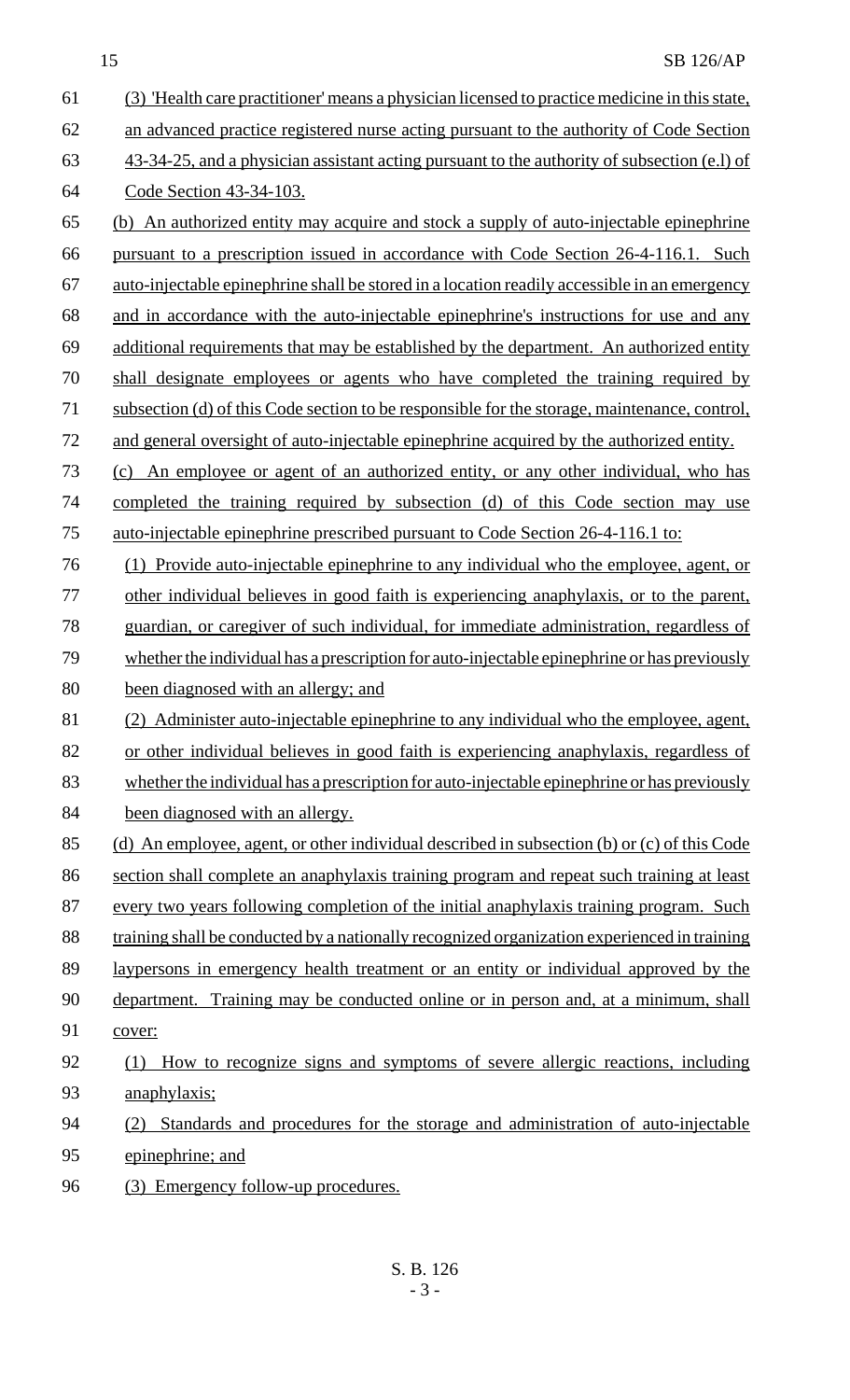(3) 'Health care practitioner' means a physician licensed to practice medicine in this state, an advanced practice registered nurse acting pursuant to the authority of Code Section 43-34-25, and a physician assistant acting pursuant to the authority of subsection (e.l) of Code Section 43-34-103.

(b) An authorized entity may acquire and stock a supply of auto-injectable epinephrine pursuant to a prescription issued in accordance with Code Section 26-4-116.1. Such auto-injectable epinephrine shall be stored in a location readily accessible in an emergency and in accordance with the auto-injectable epinephrine's instructions for use and any additional requirements that may be established by the department. An authorized entity shall designate employees or agents who have completed the training required by subsection (d) of this Code section to be responsible for the storage, maintenance, control, and general oversight of auto-injectable epinephrine acquired by the authorized entity.

(c) An employee or agent of an authorized entity, or any other individual, who has completed the training required by subsection (d) of this Code section may use auto-injectable epinephrine prescribed pursuant to Code Section 26-4-116.1 to:

(1) Provide auto-injectable epinephrine to any individual who the employee, agent, or other individual believes in good faith is experiencing anaphylaxis, or to the parent, guardian, or caregiver of such individual, for immediate administration, regardless of whether the individual has a prescription for auto-injectable epinephrine or has previously been diagnosed with an allergy; and

(2) Administer auto-injectable epinephrine to any individual who the employee, agent, or other individual believes in good faith is experiencing anaphylaxis, regardless of whether the individual has a prescription for auto-injectable epinephrine or has previously been diagnosed with an allergy.

(d) An employee, agent, or other individual described in subsection (b) or (c) of this Code section shall complete an anaphylaxis training program and repeat such training at least every two years following completion of the initial anaphylaxis training program. Such training shall be conducted by a nationally recognized organization experienced in training laypersons in emergency health treatment or an entity or individual approved by the department. Training may be conducted online or in person and, at a minimum, shall cover:

(1) How to recognize signs and symptoms of severe allergic reactions, including anaphylaxis;

(2) Standards and procedures for the storage and administration of auto-injectable epinephrine; and

(3) Emergency follow-up procedures.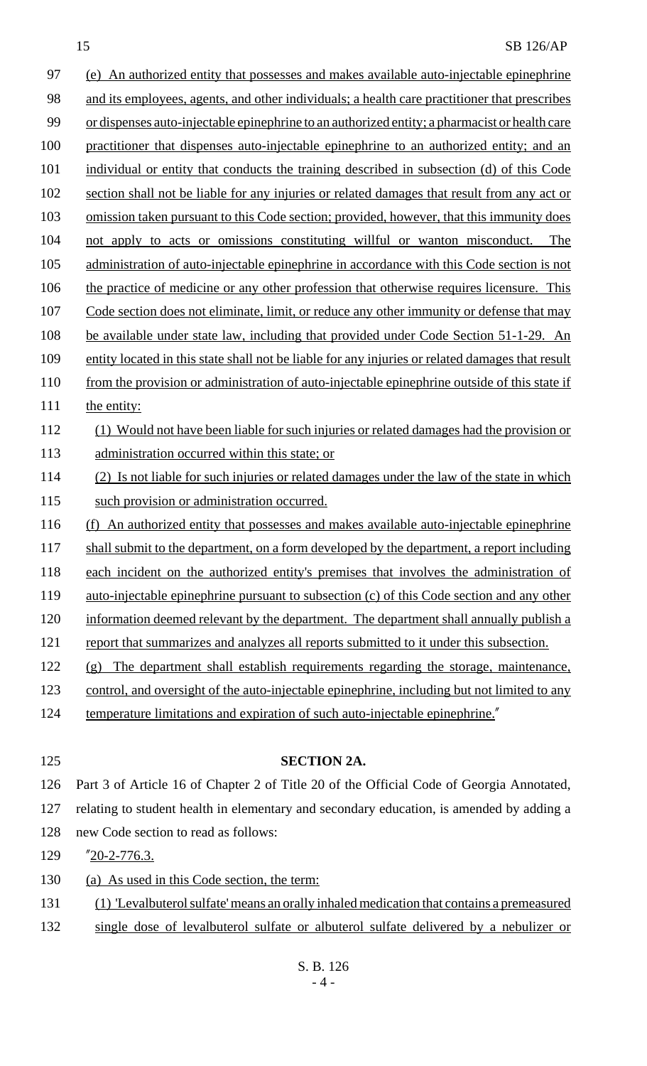(e) An authorized entity that possesses and makes available auto-injectable epinephrine and its employees, agents, and other individuals; a health care practitioner that prescribes or dispenses auto-injectable epinephrine to an authorized entity; a pharmacist or health care practitioner that dispenses auto-injectable epinephrine to an authorized entity; and an individual or entity that conducts the training described in subsection (d) of this Code section shall not be liable for any injuries or related damages that result from any act or omission taken pursuant to this Code section; provided, however, that this immunity does not apply to acts or omissions constituting willful or wanton misconduct. The administration of auto-injectable epinephrine in accordance with this Code section is not the practice of medicine or any other profession that otherwise requires licensure. This Code section does not eliminate, limit, or reduce any other immunity or defense that may be available under state law, including that provided under Code Section 51-1-29. An entity located in this state shall not be liable for any injuries or related damages that result from the provision or administration of auto-injectable epinephrine outside of this state if the entity:

(1) Would not have been liable for such injuries or related damages had the provision or administration occurred within this state; or

(2) Is not liable for such injuries or related damages under the law of the state in which such provision or administration occurred.

(f) An authorized entity that possesses and makes available auto-injectable epinephrine shall submit to the department, on a form developed by the department, a report including each incident on the authorized entity's premises that involves the administration of auto-injectable epinephrine pursuant to subsection (c) of this Code section and any other information deemed relevant by the department. The department shall annually publish a report that summarizes and analyzes all reports submitted to it under this subsection.

(g) The department shall establish requirements regarding the storage, maintenance, control, and oversight of the auto-injectable epinephrine, including but not limited to any temperature limitations and expiration of such auto-injectable epinephrine."

## SECTION 2A.

Part 3 of Article 16 of Chapter 2 of Title 20 of the Official Code of Georgia Annotated, relating to student health in elementary and secondary education, is amended by adding a new Code section to read as follows:

"20-2-776.3.

(a) As used in this Code section, the term:

(1) 'Levalbuterol sulfate' means an orally inhaled medication that contains a premeasured single dose of levalbuterol sulfate or albuterol sulfate delivered by a nebulizer or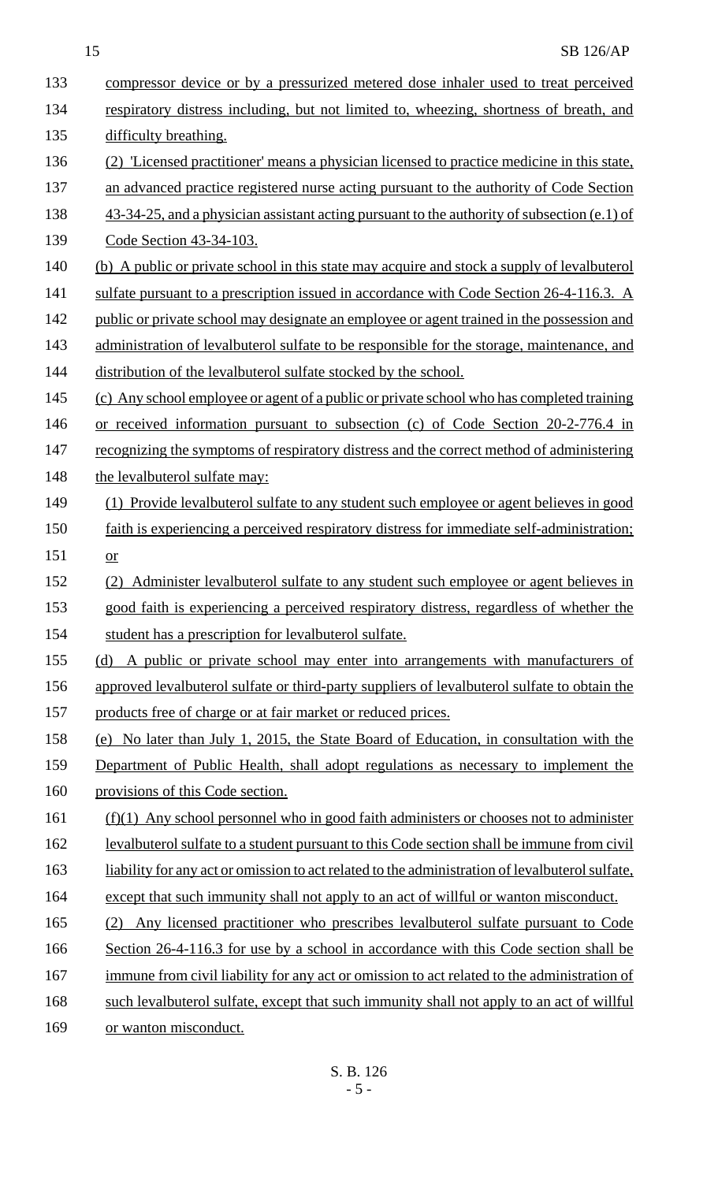compressor device or by a pressurized metered dose inhaler used to treat perceived respiratory distress including, but not limited to, wheezing, shortness of breath, and difficulty breathing.

(2) 'Licensed practitioner' means a physician licensed to practice medicine in this state, an advanced practice registered nurse acting pursuant to the authority of Code Section 43-34-25, and a physician assistant acting pursuant to the authority of subsection (e.1) of Code Section 43-34-103.

(b) A public or private school in this state may acquire and stock a supply of levalbuterol sulfate pursuant to a prescription issued in accordance with Code Section 26-4-116.3. A public or private school may designate an employee or agent trained in the possession and administration of levalbuterol sulfate to be responsible for the storage, maintenance, and distribution of the levalbuterol sulfate stocked by the school.

(c) Any school employee or agent of a public or private school who has completed training or received information pursuant to subsection (c) of Code Section 20-2-776.4 in recognizing the symptoms of respiratory distress and the correct method of administering the levalbuterol sulfate may:

(1) Provide levalbuterol sulfate to any student such employee or agent believes in good faith is experiencing a perceived respiratory distress for immediate self-administration; or

(2) Administer levalbuterol sulfate to any student such employee or agent believes in good faith is experiencing a perceived respiratory distress, regardless of whether the student has a prescription for levalbuterol sulfate.

(d) A public or private school may enter into arrangements with manufacturers of approved levalbuterol sulfate or third-party suppliers of levalbuterol sulfate to obtain the products free of charge or at fair market or reduced prices.

(e) No later than July 1, 2015, the State Board of Education, in consultation with the Department of Public Health, shall adopt regulations as necessary to implement the provisions of this Code section.

(f)(1) Any school personnel who in good faith administers or chooses not to administer levalbuterol sulfate to a student pursuant to this Code section shall be immune from civil liability for any act or omission to act related to the administration of levalbuterol sulfate, except that such immunity shall not apply to an act of willful or wanton misconduct.

(2) Any licensed practitioner who prescribes levalbuterol sulfate pursuant to Code Section 26-4-116.3 for use by a school in accordance with this Code section shall be immune from civil liability for any act or omission to act related to the administration of such levalbuterol sulfate, except that such immunity shall not apply to an act of willful or wanton misconduct.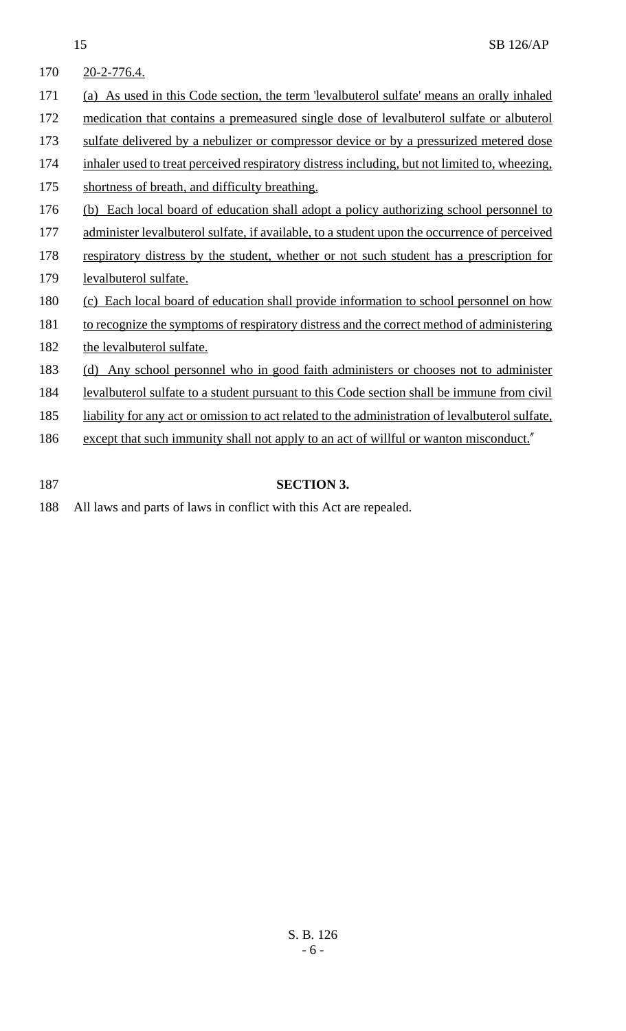20-2-776.4.

(a) As used in this Code section, the term 'levalbuterol sulfate' means an orally inhaled medication that contains a premeasured single dose of levalbuterol sulfate or albuterol sulfate delivered by a nebulizer or compressor device or by a pressurized metered dose inhaler used to treat perceived respiratory distress including, but not limited to, wheezing, shortness of breath, and difficulty breathing.

(b) Each local board of education shall adopt a policy authorizing school personnel to administer levalbuterol sulfate, if available, to a student upon the occurrence of perceived respiratory distress by the student, whether or not such student has a prescription for levalbuterol sulfate.

(c) Each local board of education shall provide information to school personnel on how to recognize the symptoms of respiratory distress and the correct method of administering the levalbuterol sulfate.

(d) Any school personnel who in good faith administers or chooses not to administer levalbuterol sulfate to a student pursuant to this Code section shall be immune from civil liability for any act or omission to act related to the administration of levalbuterol sulfate, except that such immunity shall not apply to an act of willful or wanton misconduct."

**SECTION 3.**

All laws and parts of laws in conflict with this Act are repealed.